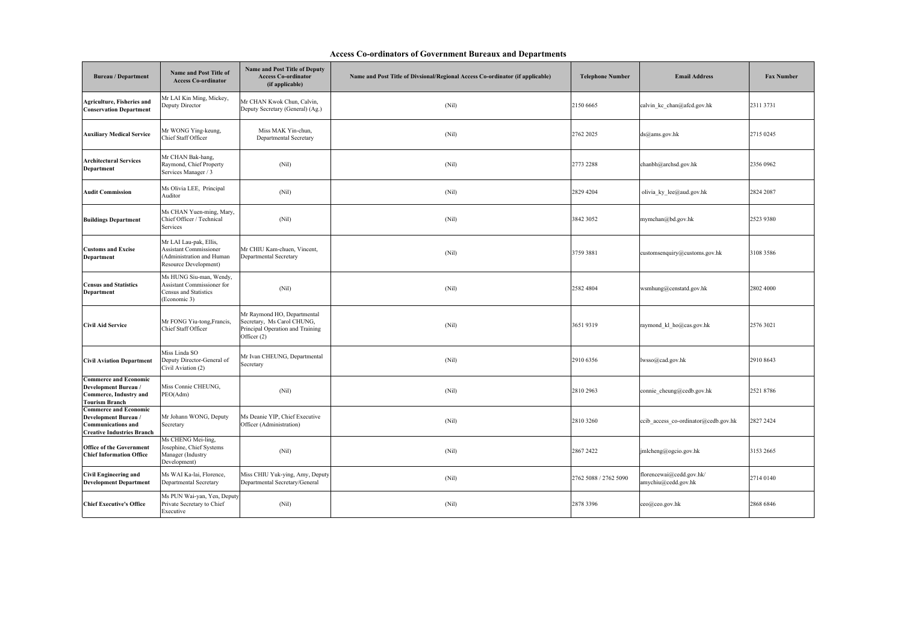# Access Co-ordinators of Government Bureaux and Departments

| Bureau / Department | Name and Post Title of Access Co-ordinator | Name and Post Title of Deputy Access Co-ordinator (if applicable) | Name and Post Title of Divsional/Regional Access Co-ordinator (if applicable) | Telephone Number | Email Address | Fax Number |
|---|---|---|---|---|---|---|
| **Agriculture, Fisheries and Conservation Department** | Mr LAI Kin Ming, Mickey, Deputy Director | Mr CHAN Kwok Chun, Calvin, Deputy Secretary (General) (Ag.) | (Nil) | 2150 6665 | calvin_kc_chan@afcd.gov.hk | 2311 3731 |
| **Auxiliary Medical Service** | Mr WONG Ying-keung, Chief Staff Officer | Miss MAK Yin-chun, Departmental Secretary | (Nil) | 2762 2025 | ds@ams.gov.hk | 2715 0245 |
| **Architectural Services Department** | Mr CHAN Bak-hang, Raymond, Chief Property Services Manager / 3 | (Nil) | (Nil) | 2773 2288 | chanbh@archsd.gov.hk | 2356 0962 |
| **Audit Commission** | Ms Olivia LEE, Principal Auditor | (Nil) | (Nil) | 2829 4204 | olivia_ky_lee@aud.gov.hk | 2824 2087 |
| **Buildings Department** | Ms CHAN Yuen-ming, Mary, Chief Officer / Technical Services | (Nil) | (Nil) | 3842 3052 | mymchan@bd.gov.hk | 2523 9380 |
| **Customs and Excise Department** | Mr LAI Lau-pak, Ellis, Assistant Commissioner (Administration and Human Resource Development) | Mr CHIU Kam-chuen, Vincent, Departmental Secretary | (Nil) | 3759 3881 | customsenquiry@customs.gov.hk | 3108 3586 |
| **Census and Statistics Department** | Ms HUNG Siu-man, Wendy, Assistant Commissioner for Census and Statistics (Economic 3) | (Nil) | (Nil) | 2582 4804 | wsmhung@censtatd.gov.hk | 2802 4000 |
| **Civil Aid Service** | Mr FONG Yiu-tong,Francis, Chief Staff Officer | Mr Raymond HO, Departmental Secretary, Ms Carol CHUNG, Principal Operation and Training Officer (2) | (Nil) | 3651 9319 | raymond_kl_ho@cas.gov.hk | 2576 3021 |
| **Civil Aviation Department** | Miss Linda SO Deputy Director-General of Civil Aviation (2) | Mr Ivan CHEUNG, Departmental Secretary | (Nil) | 2910 6356 | lwsso@cad.gov.hk | 2910 8643 |
| **Commerce and Economic Development Bureau / Commerce, Industry and Tourism Branch** | Miss Connie CHEUNG, PEO(Adm) | (Nil) | (Nil) | 2810 2963 | connie_cheung@cedb.gov.hk | 2521 8786 |
| **Commerce and Economic Development Bureau / Communications and Creative Industries Branch** | Mr Johann WONG, Deputy Secretary | Ms Deanie YIP, Chief Executive Officer (Administration) | (Nil) | 2810 3260 | ccib_access_co-ordinator@cedb.gov.hk | 2827 2424 |
| **Office of the Government Chief Information Office** | Ms CHENG Mei-ling, Josephine, Chief Systems Manager (Industry Development) | (Nil) | (Nil) | 2867 2422 | jmlcheng@ogcio.gov.hk | 3153 2665 |
| **Civil Engineering and Development Department** | Ms WAI Ka-lai, Florence, Departmental Secretary | Miss CHIU Yuk-ying, Amy, Deputy Departmental Secretary/General | (Nil) | 2762 5088 / 2762 5090 | florencewai@cedd.gov.hk/ amychiu@cedd.gov.hk | 2714 0140 |
| **Chief Executive's Office** | Ms PUN Wai-yan, Yen, Deputy Private Secretary to Chief Executive | (Nil) | (Nil) | 2878 3396 | ceo@ceo.gov.hk | 2868 6846 |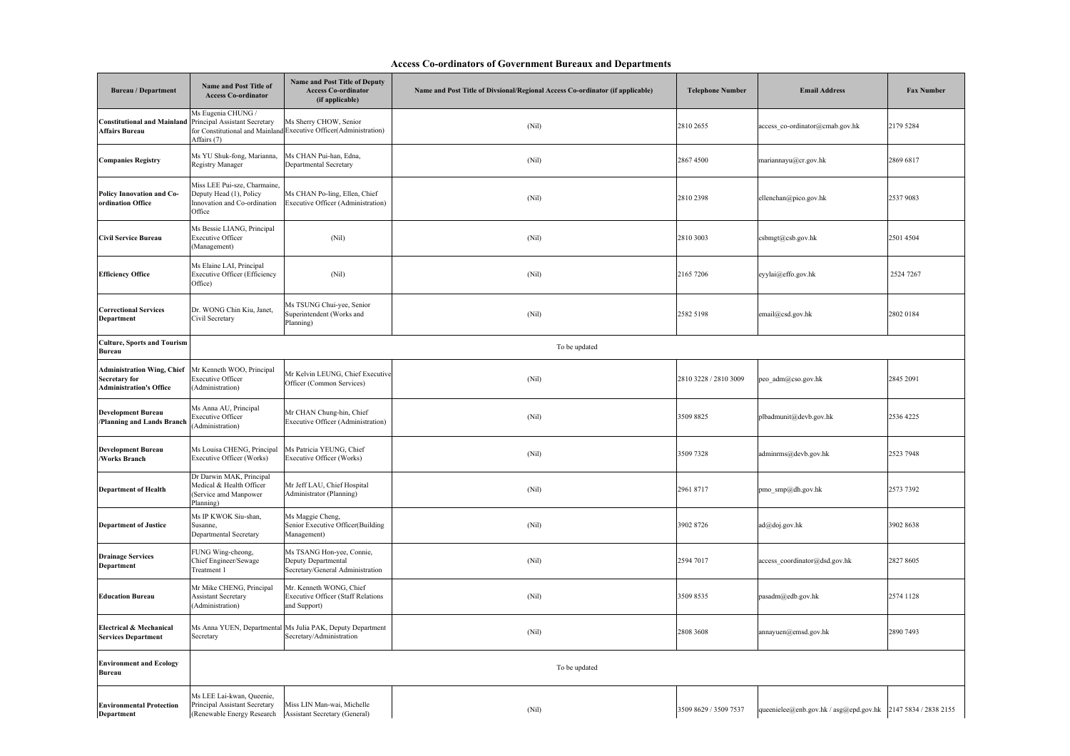## Access Co-ordinators of Government Bureaux and Departments

| Bureau / Department | Name and Post Title of Access Co-ordinator | Name and Post Title of Deputy Access Co-ordinator (if applicable) | Name and Post Title of Divsional/Regional Access Co-ordinator (if applicable) | Telephone Number | Email Address | Fax Number |
|---|---|---|---|---|---|---|
| **Constitutional and Mainland Affairs Bureau** | Ms Eugenia CHUNG / Principal Assistant Secretary for Constitutional and Mainland Affairs (7) | Ms Sherry CHOW, Senior Executive Officer(Administration) | (Nil) | 2810 2655 | access_co-ordinator@cmab.gov.hk | 2179 5284 |
| **Companies Registry** | Ms YU Shuk-fong, Marianna, Registry Manager | Ms CHAN Pui-han, Edna, Departmental Secretary | (Nil) | 2867 4500 | mariannayu@cr.gov.hk | 2869 6817 |
| **Policy Innovation and Co-ordination Office** | Miss LEE Pui-sze, Charmaine, Deputy Head (1), Policy Innovation and Co-ordination Office | Ms CHAN Po-ling, Ellen, Chief Executive Officer (Administration) | (Nil) | 2810 2398 | ellenchan@pico.gov.hk | 2537 9083 |
| **Civil Service Bureau** | Ms Bessie LIANG, Principal Executive Officer (Management) | (Nil) | (Nil) | 2810 3003 | csbmgt@csb.gov.hk | 2501 4504 |
| **Efficiency Office** | Ms Elaine LAI, Principal Executive Officer (Efficiency Office) | (Nil) | (Nil) | 2165 7206 | eyylai@effo.gov.hk | 2524 7267 |
| **Correctional Services Department** | Dr. WONG Chin Kiu, Janet, Civil Secretary | Ms TSUNG Chui-yee, Senior Superintendent (Works and Planning) | (Nil) | 2582 5198 | email@csd.gov.hk | 2802 0184 |
| **Culture, Sports and Tourism Bureau** | To be updated | | | | | |
| **Administration Wing, Chief Secretary for Administration's Office** | Mr Kenneth WOO, Principal Executive Officer (Administration) | Mr Kelvin LEUNG, Chief Executive Officer (Common Services) | (Nil) | 2810 3228 / 2810 3009 | peo_adm@cso.gov.hk | 2845 2091 |
| **Development Bureau /Planning and Lands Branch** | Ms Anna AU, Principal Executive Officer (Administration) | Mr CHAN Chung-hin, Chief Executive Officer (Administration) | (Nil) | 3509 8825 | plbadmunit@devb.gov.hk | 2536 4225 |
| **Development Bureau /Works Branch** | Ms Louisa CHENG, Principal Executive Officer (Works) | Ms Patricia YEUNG, Chief Executive Officer (Works) | (Nil) | 3509 7328 | adminrms@devb.gov.hk | 2523 7948 |
| **Department of Health** | Dr Darwin MAK, Principal Medical & Health Officer (Service amd Manpower Planning) | Mr Jeff LAU, Chief Hospital Administrator (Planning) | (Nil) | 2961 8717 | pmo_smp@dh.gov.hk | 2573 7392 |
| **Department of Justice** | Ms IP KWOK Siu-shan, Susanne, Departmental Secretary | Ms Maggie Cheng, Senior Executive Officer(Building Management) | (Nil) | 3902 8726 | ad@doj.gov.hk | 3902 8638 |
| **Drainage Services Department** | FUNG Wing-cheong, Chief Engineer/Sewage Treatment 1 | Ms TSANG Hon-yee, Connie, Deputy Departmental Secretary/General Administration | (Nil) | 2594 7017 | access_coordinator@dsd.gov.hk | 2827 8605 |
| **Education Bureau** | Mr Mike CHENG, Principal Assistant Secretary (Administration) | Mr. Kenneth WONG, Chief Executive Officer (Staff Relations and Support) | (Nil) | 3509 8535 | pasadm@edb.gov.hk | 2574 1128 |
| **Electrical & Mechanical Services Department** | Ms Anna YUEN, Departmental Secretary | Ms Julia PAK, Deputy Department Secretary/Administration | (Nil) | 2808 3608 | annayuen@emsd.gov.hk | 2890 7493 |
| **Environment and Ecology Bureau** | To be updated | | | | | |
| **Environmental Protection Department** | Ms LEE Lai-kwan, Queenie, Principal Assistant Secretary (Renewable Energy Research | Miss LIN Man-wai, Michelle Assistant Secretary (General) | (Nil) | 3509 8629 / 3509 7537 | queenielee@enb.gov.hk / asg@epd.gov.hk | 2147 5834 / 2838 2155 |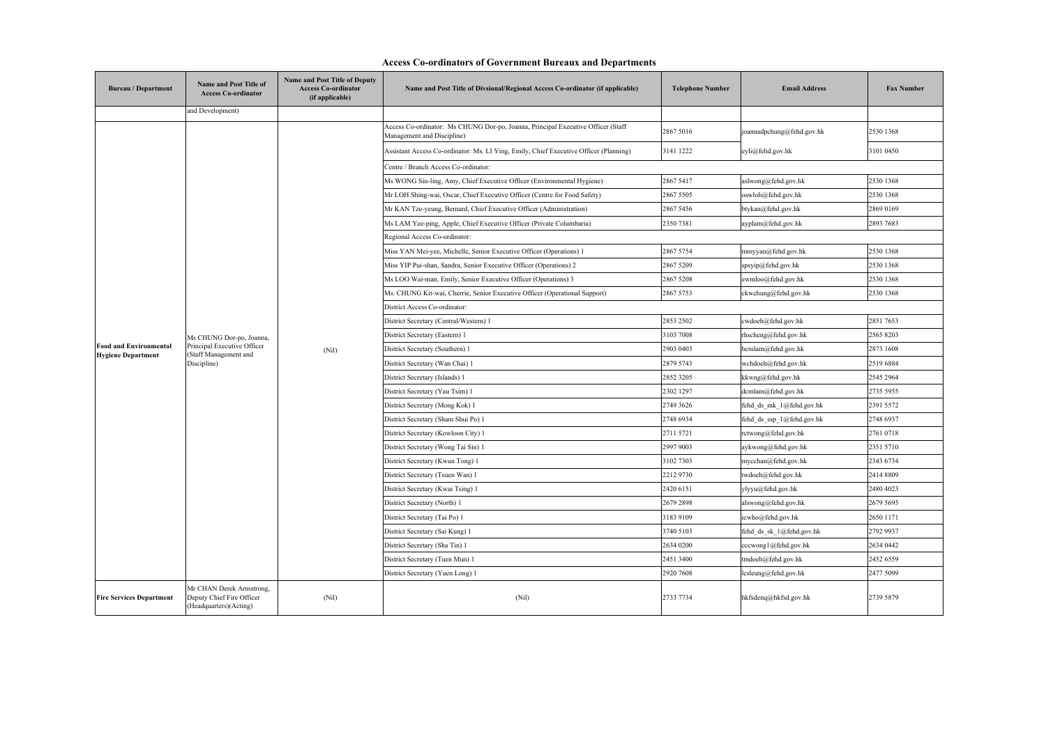**Access Co-ordinators of Government Bureaux and Departments**

| Bureau / Department | Name and Post Title of Access Co-ordinator | Name and Post Title of Deputy Access Co-ordinator (if applicable) | Name and Post Title of Divsional/Regional Access Co-ordinator (if applicable) | Telephone Number | Email Address | Fax Number |
|---|---|---|---|---|---|---|
| | and Development) | | | | | |
| **Food and Environmental Hygiene Department** | Ms CHUNG Dor-po, Joanna, Principal Executive Officer (Staff Management and Discipline) | (Nil) | Access Co-ordinator: Ms CHUNG Dor-po, Joanna, Principal Executive Officer (Staff Management and Discipline) | 2867 5016 | joannadpchung@fehd.gov.hk | 2530 1368 |
| | | | Assistant Access Co-ordinator: Ms. LI Ying, Emily, Chief Executive Officer (Planning) | 3141 1222 | eyli@fehd.gov.hk | 3101 0450 |
| | | | Centre / Branch Access Co-ordinator: | | | |
| | | | Ms WONG Sin-ling, Amy, Chief Executive Officer (Environmental Hygiene) | 2867 5417 | aslwong@fehd.gov.hk | 2530 1368 |
| | | | Mr LOH Shing-wai, Oscar, Chief Executive Officer (Centre for Food Safety) | 2867 5505 | oswloh@fehd.gov.hk | 2530 1368 |
| | | | Mr KAN Tze-yeung, Bernard, Chief Executive Officer (Administration) | 2867 5456 | btykan@fehd.gov.hk | 2869 0169 |
| | | | Ms LAM Yee-ping, Apple, Chief Executive Officer (Private Columbaria) | 2350 7381 | ayplam@fehd.gov.hk | 2893 7683 |
| | | | Regional Access Co-ordinator: | | | |
| | | | Miss YAN Mei-yee, Michelle, Senior Executive Officer (Operations) 1 | 2867 5754 | mmyyan@fehd.gov.hk | 2530 1368 |
| | | | Miss YIP Pui-shan, Sandra, Senior Executive Officer (Operations) 2 | 2867 5209 | spsyip@fehd.gov.hk | 2530 1368 |
| | | | Ms LOO Wai-man, Emily, Senior Executive Officer (Operations) 3 | 2867 5208 | ewmloo@fehd.gov.hk | 2530 1368 |
| | | | Ms. CHUNG Kit-wai, Cherrie, Senior Executive Officer (Operational Support) | 2867 5753 | ckwchung@fehd.gov.hk | 2530 1368 |
| | | | District Access Co-ordinator: | | | |
| | | | District Secretary (Central/Western) 1 | 2853 2502 | cwdoeh@fehd.gov.hk | 2851 7653 |
| | | | District Secretary (Eastern) 1 | 3103 7008 | rhscheng@fehd.gov.hk | 2565 8203 |
| | | | District Secretary (Southern) 1 | 2903 0403 | bcmlam@fehd.gov.hk | 2873 1608 |
| | | | District Secretary (Wan Chai) 1 | 2879 5743 | wchdoeh@fehd.gov.hk | 2519 6884 |
| | | | District Secretary (Islands) 1 | 2852 3205 | kkwng@fehd.gov.hk | 2545 2964 |
| | | | District Secretary (Yau Tsim) 1 | 2302 1297 | dcmlam@fehd.gov.hk | 2735 5955 |
| | | | District Secretary (Mong Kok) 1 | 2749 3626 | fehd_ds_mk_1@fehd.gov.hk | 2391 5572 |
| | | | District Secretary (Sham Shui Po) 1 | 2748 6934 | fehd_ds_ssp_1@fehd.gov.hk | 2748 6937 |
| | | | District Secretary (Kowloon City) 1 | 2711 5721 | rctwong@fehd.gov.hk | 2761 0718 |
| | | | District Secretary (Wong Tai Sin) 1 | 2997 9003 | aykwong@fehd.gov.hk | 2351 5710 |
| | | | District Secretary (Kwun Tong) 1 | 3102 7303 | mycchan@fehd.gov.hk | 2343 6734 |
| | | | District Secretary (Tsuen Wan) 1 | 2212 9730 | twdoeh@fehd.gov.hk | 2414 8809 |
| | | | District Secretary (Kwai Tsing) 1 | 2420 6151 | ylyyu@fehd.gov.hk | 2480 4023 |
| | | | District Secretary (North) 1 | 2679 2898 | alswong@fehd.gov.hk | 2679 5695 |
| | | | District Secretary (Tai Po) 1 | 3183 9109 | icwho@fehd.gov.hk | 2650 1171 |
| | | | District Secretary (Sai Kung) 1 | 3740 5103 | fehd_ds_sk_1@fehd.gov.hk | 2792 9937 |
| | | | District Secretary (Sha Tin) 1 | 2634 0200 | ccewong1@fehd.gov.hk | 2634 0442 |
| | | | District Secretary (Tuen Mun) 1 | 2451 3400 | tmdoeh@fehd.gov.hk | 2452 6559 |
| | | | District Secretary (Yuen Long) 1 | 2920 7608 | lcsleung@fehd.gov.hk | 2477 5099 |
| **Fire Services Department** | Mr CHAN Derek Armstrong, Deputy Chief Fire Officer (Headquarters)(Acting) | (Nil) | (Nil) | 2733 7734 | hkfsdenq@hkfsd.gov.hk | 2739 5879 |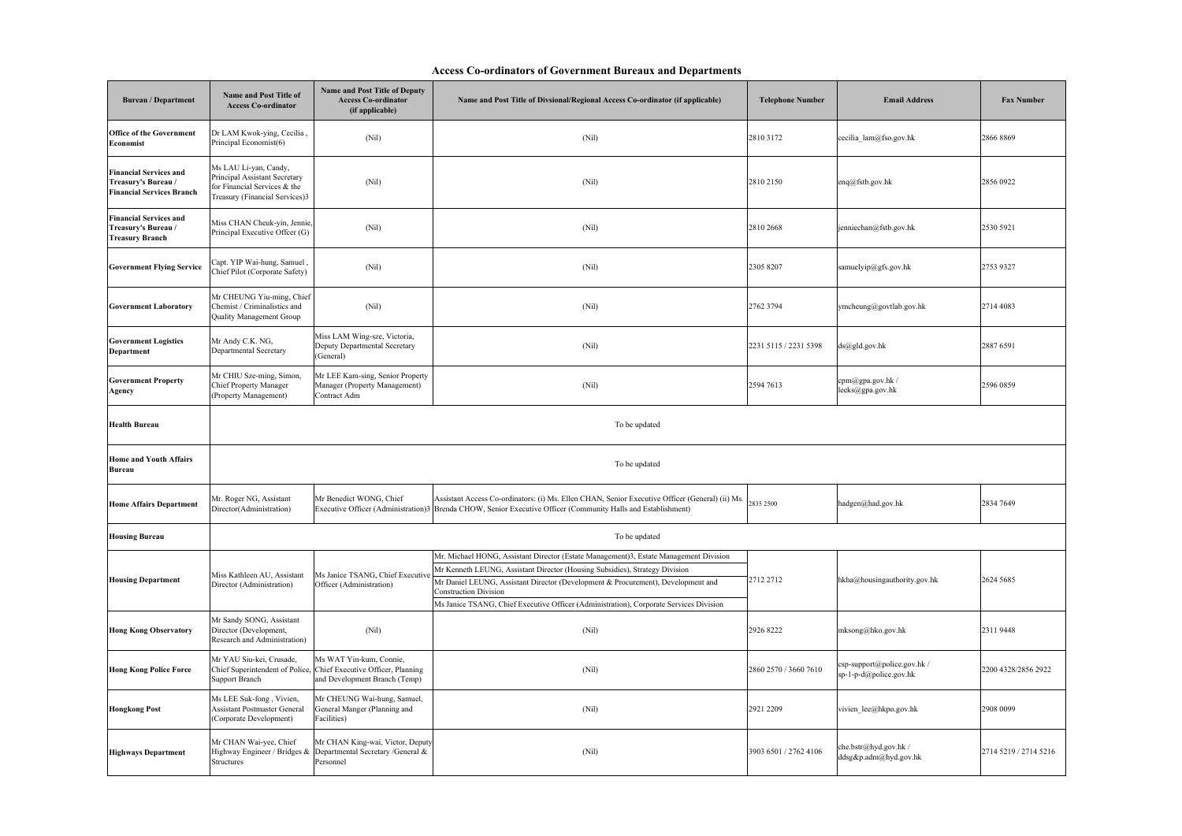## Access Co-ordinators of Government Bureaux and Departments

| Bureau / Department | Name and Post Title of Access Co-ordinator | Name and Post Title of Deputy Access Co-ordinator (if applicable) | Name and Post Title of Divsional/Regional Access Co-ordinator (if applicable) | Telephone Number | Email Address | Fax Number |
|---|---|---|---|---|---|---|
| **Office of the Government Economist** | Dr LAM Kwok-ying, Cecilia , Principal Economist(6) | (Nil) | (Nil) | 2810 3172 | cecilia_lam@fso.gov.hk | 2866 8869 |
| **Financial Services and Treasury's Bureau / Financial Services Branch** | Ms LAU Li-yan, Candy, Principal Assistant Secretary for Financial Services & the Treasury (Financial Services)3 | (Nil) | (Nil) | 2810 2150 | enq@fstb.gov.hk | 2856 0922 |
| **Financial Services and Treasury's Bureau / Treasury Branch** | Miss CHAN Cheuk-yin, Jennie, Principal Executive Offcer (G) | (Nil) | (Nil) | 2810 2668 | jenniechan@fstb.gov.hk | 2530 5921 |
| **Government Flying Service** | Capt. YIP Wai-hung, Samuel , Chief Pilot (Corporate Safety) | (Nil) | (Nil) | 2305 8207 | samuelyip@gfs.gov.hk | 2753 9327 |
| **Government Laboratory** | Mr CHEUNG Yiu-ming, Chief Chemist / Criminalistics and Quality Management Group | (Nil) | (Nil) | 2762 3794 | ymcheung@govtlab.gov.hk | 2714 4083 |
| **Government Logistics Department** | Mr Andy C.K. NG, Departmental Secretary | Miss LAM Wing-sze, Victoria, Deputy Departmental Secretary (General) | (Nil) | 2231 5115 / 2231 5398 | ds@gld.gov.hk | 2887 6591 |
| **Government Property Agency** | Mr CHIU Sze-ming, Simon, Chief Property Manager (Property Management) | Mr LEE Kam-sing, Senior Property Manager (Property Management) Contract Adm | (Nil) | 2594 7613 | cpm@gpa.gov.hk / leeks@gpa.gov.hk | 2596 0859 |
| **Health Bureau** | To be updated | | | | | |
| **Home and Youth Affairs Bureau** | To be updated | | | | | |
| **Home Affairs Department** | Mr. Roger NG, Assistant Director(Administration) | Mr Benedict WONG, Chief Executive Officer (Administration)3 | Assistant Access Co-ordinators: (i) Ms. Ellen CHAN, Senior Executive Officer (General) (ii) Ms. Brenda CHOW, Senior Executive Officer (Community Halls and Establishment) | 2835 2500 | hadgen@had.gov.hk | 2834 7649 |
| **Housing Bureau** | To be updated | | | | | |
| **Housing Department** | Miss Kathleen AU, Assistant Director (Administration) | Ms Janice TSANG, Chief Executive Officer (Administration) | Mr. Michael HONG, Assistant Director (Estate Management)3, Estate Management Division<br>Mr Kenneth LEUNG, Assistant Director (Housing Subsidies), Strategy Division<br>Mr Daniel LEUNG, Assistant Director (Development & Procurement), Development and Construction Division<br>Ms Janice TSANG, Chief Executive Officer (Administration), Corporate Services Division | 2712 2712 | hkha@housingauthority.gov.hk | 2624 5685 |
| **Hong Kong Observatory** | Mr Sandy SONG, Assistant Director (Development, Research and Administration) | (Nil) | (Nil) | 2926 8222 | mksong@hko.gov.hk | 2311 9448 |
| **Hong Kong Police Force** | Mr YAU Siu-kei, Crusade, Chief Superintendent of Police, Support Branch | Ms WAT Yin-kum, Connie, Chief Executive Officer, Planning and Development Branch (Temp) | (Nil) | 2860 2570 / 3660 7610 | csp-support@police.gov.hk / sp-1-p-d@police.gov.hk | 2200 4328/2856 2922 |
| **Hongkong Post** | Ms LEE Suk-fong , Vivien, Assistant Postmaster General (Corporate Development) | Mr CHEUNG Wai-hung, Samuel, General Manger (Planning and Facilities) | (Nil) | 2921 2209 | vivien_lee@hkpo.gov.hk | 2908 0099 |
| **Highways Department** | Mr CHAN Wai-yee, Chief Highway Engineer / Bridges & Structures | Mr CHAN King-wai, Victor, Deputy Departmental Secretary /General & Personnel | (Nil) | 3903 6501 / 2762 4106 | che.bstr@hyd.gov.hk / ddsg&p.adm@hyd.gov.hk | 2714 5219 / 2714 5216 |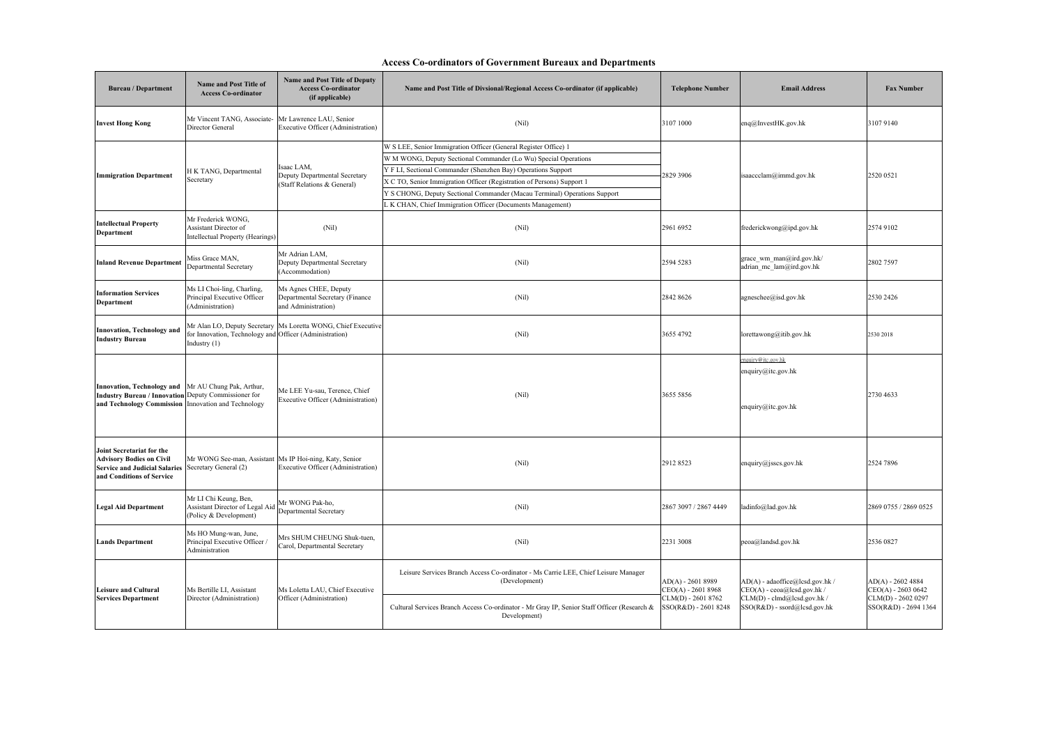**Access Co-ordinators of Government Bureaux and Departments**

| Bureau / Department | Name and Post Title of Access Co-ordinator | Name and Post Title of Deputy Access Co-ordinator (if applicable) | Name and Post Title of Divsional/Regional Access Co-ordinator (if applicable) | Telephone Number | Email Address | Fax Number |
|---|---|---|---|---|---|---|
| **Invest Hong Kong** | Mr Vincent TANG, Associate-Director General | Mr Lawrence LAU, Senior Executive Officer (Administration) | (Nil) | 3107 1000 | enq@InvestHK.gov.hk | 3107 9140 |
| **Immigration Department** | H K TANG, Departmental Secretary | Isaac LAM, Deputy Departmental Secretary (Staff Relations & General) | W S LEE, Senior Immigration Officer (General Register Office) 1<br>W M WONG, Deputy Sectional Commander (Lo Wu) Special Operations<br>Y F LI, Sectional Commander (Shenzhen Bay) Operations Support<br>X C TO, Senior Immigration Officer (Registration of Persons) Support 1<br>Y S CHONG, Deputy Sectional Commander (Macau Terminal) Operations Support<br>L K CHAN, Chief Immigration Officer (Documents Management) | 2829 3906 | isaacclam@immd.gov.hk | 2520 0521 |
| **Intellectual Property Department** | Mr Frederick WONG, Assistant Director of Intellectual Property (Hearings) | (Nil) | (Nil) | 2961 6952 | frederickwong@ipd.gov.hk | 2574 9102 |
| **Inland Revenue Department** | Miss Grace MAN, Departmental Secretary | Mr Adrian LAM, Deputy Departmental Secretary (Accommodation) | (Nil) | 2594 5283 | grace_wm_man@ird.gov.hk/<br>adrian_mc_lam@ird.gov.hk | 2802 7597 |
| **Information Services Department** | Ms LI Choi-ling, Charling, Principal Executive Officer (Administration) | Ms Agnes CHEE, Deputy Departmental Secretary (Finance and Administration) | (Nil) | 2842 8626 | agneschee@isd.gov.hk | 2530 2426 |
| **Innovation, Technology and Industry Bureau** | Mr Alan LO, Deputy Secretary for Innovation, Technology and Industry (1) | Ms Loretta WONG, Chief Executive Officer (Administration) | (Nil) | 3655 4792 | lorettawong@itib.gov.hk | 2530 2018 |
| **Innovation, Technology and Industry Bureau / Innovation and Technology Commission** | Mr AU Chung Pak, Arthur, Deputy Commissioner for Innovation and Technology | Me LEE Yu-sau, Terence, Chief Executive Officer (Administration) | (Nil) | 3655 5856 | enquiry@itc.gov.hk<br>enquiry@itc.gov.hk<br>enquiry@itc.gov.hk | 2730 4633 |
| **Joint Secretariat for the Advisory Bodies on Civil Service and Judicial Salaries and Conditions of Service** | Mr WONG See-man, Assistant Secretary General (2) | Ms IP Hoi-ning, Katy, Senior Executive Officer (Administration) | (Nil) | 2912 8523 | enquiry@jsscs.gov.hk | 2524 7896 |
| **Legal Aid Department** | Mr LI Chi Keung, Ben, Assistant Director of Legal Aid (Policy & Development) | Mr WONG Pak-ho, Departmental Secretary | (Nil) | 2867 3097 / 2867 4449 | ladinfo@lad.gov.hk | 2869 0755 / 2869 0525 |
| **Lands Department** | Ms HO Mung-wan, June, Principal Executive Officer / Administration | Mrs SHUM CHEUNG Shuk-tuen, Carol, Departmental Secretary | (Nil) | 2231 3008 | peoa@landsd.gov.hk | 2536 0827 |
| **Leisure and Cultural Services Department** | Ms Bertille LI, Assistant Director (Administration) | Ms Loletta LAU, Chief Executive Officer (Administration) | Leisure Services Branch Access Co-ordinator - Ms Carrie LEE, Chief Leisure Manager (Development)<br>Cultural Services Branch Access Co-ordinator - Mr Gray IP, Senior Staff Officer (Research & Development) | AD(A) - 2601 8989<br>CEO(A) - 2601 8968<br>CLM(D) - 2601 8762<br>SSO(R&D) - 2601 8248 | AD(A) - adaoffice@lcsd.gov.hk /<br>CEO(A) - ceoa@lcsd.gov.hk /<br>CLM(D) - clmd@lcsd.gov.hk /<br>SSO(R&D) - ssord@lcsd.gov.hk | AD(A) - 2602 4884<br>CEO(A) - 2603 0642<br>CLM(D) - 2602 0297<br>SSO(R&D) - 2694 1364 |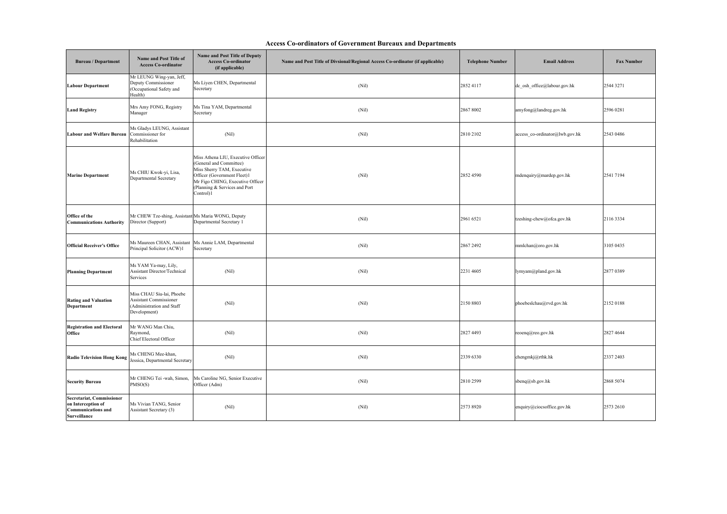# Access Co-ordinators of Government Bureaux and Departments

| Bureau / Department | Name and Post Title of Access Co-ordinator | Name and Post Title of Deputy Access Co-ordinator (if applicable) | Name and Post Title of Divsional/Regional Access Co-ordinator (if applicable) | Telephone Number | Email Address | Fax Number |
|---|---|---|---|---|---|---|
| **Labour Department** | Mr LEUNG Wing-yan, Jeff, Deputy Commissioner (Occupational Safety and Health) | Ms Liyen CHEN, Departmental Secretary | (Nil) | 2852 4117 | dc_osh_office@labour.gov.hk | 2544 3271 |
| **Land Registry** | Mrs Amy FONG, Registry Manager | Ms Tina YAM, Departmental Secretary | (Nil) | 2867 8002 | amyfong@landreg.gov.hk | 2596 0281 |
| **Labour and Welfare Bureau** | Ms Gladys LEUNG, Assistant Commissioner for Rehabilitation | (Nil) | (Nil) | 2810 2102 | access_co-ordinator@lwb.gov.hk | 2543 0486 |
| **Marine Department** | Ms CHIU Kwok-yi, Lisa, Departmental Secretary | Miss Athena LIU, Executive Officer (General and Committee)<br>Miss Sherry TAM, Executive Officer (Government Fleet)1<br>Mr Figo CHING, Executive Officer (Planning & Services and Port Control)1 | (Nil) | 2852 4590 | mdenquiry@mardep.gov.hk | 2541 7194 |
| **Office of the Communications Authority** | Mr CHEW Tze-shing, Assistant Director (Support) | Ms Maria WONG, Deputy Departmental Secretary 1 | (Nil) | 2961 6521 | tzeshing-chew@ofca.gov.hk | 2116 3334 |
| **Official Receiver's Office** | Ms Maureen CHAN, Assistant Principal Solicitor (ACW)1 | Ms Annie LAM, Departmental Secretary | (Nil) | 2867 2492 | mmlchan@oro.gov.hk | 3105 0435 |
| **Planning Department** | Ms YAM Ya-may, Lily, Assistant Director/Technical Services | (Nil) | (Nil) | 2231 4605 | lymyam@pland.gov.hk | 2877 0389 |
| **Rating and Valuation Department** | Miss CHAU Siu-lai, Phoebe Assistant Commissioner (Administration and Staff Development) | (Nil) | (Nil) | 2150 8803 | phoebeslchau@rvd.gov.hk | 2152 0188 |
| **Registration and Electoral Office** | Mr WANG Man Chiu, Raymond, Chief Electoral Officer | (Nil) | (Nil) | 2827 4493 | reoenq@reo.gov.hk | 2827 4644 |
| **Radio Television Hong Kong** | Ms CHENG Mee-khan, Jessica, Departmental Secretary | (Nil) | (Nil) | 2339 6330 | chengmkj@rthk.hk | 2337 2403 |
| **Security Bureau** | Mr CHENG Tei -wah, Simon, PMSO(S) | Ms Caroline NG, Senior Executive Officer (Adm) | (Nil) | 2810 2599 | sbenq@sb.gov.hk | 2868 5074 |
| **Secretariat, Commissioner on Interception of Communications and Surveillance** | Ms Vivian TANG, Senior Assistant Secretary (3) | (Nil) | (Nil) | 2573 8920 | enquiry@ciocsoffice.gov.hk | 2573 2610 |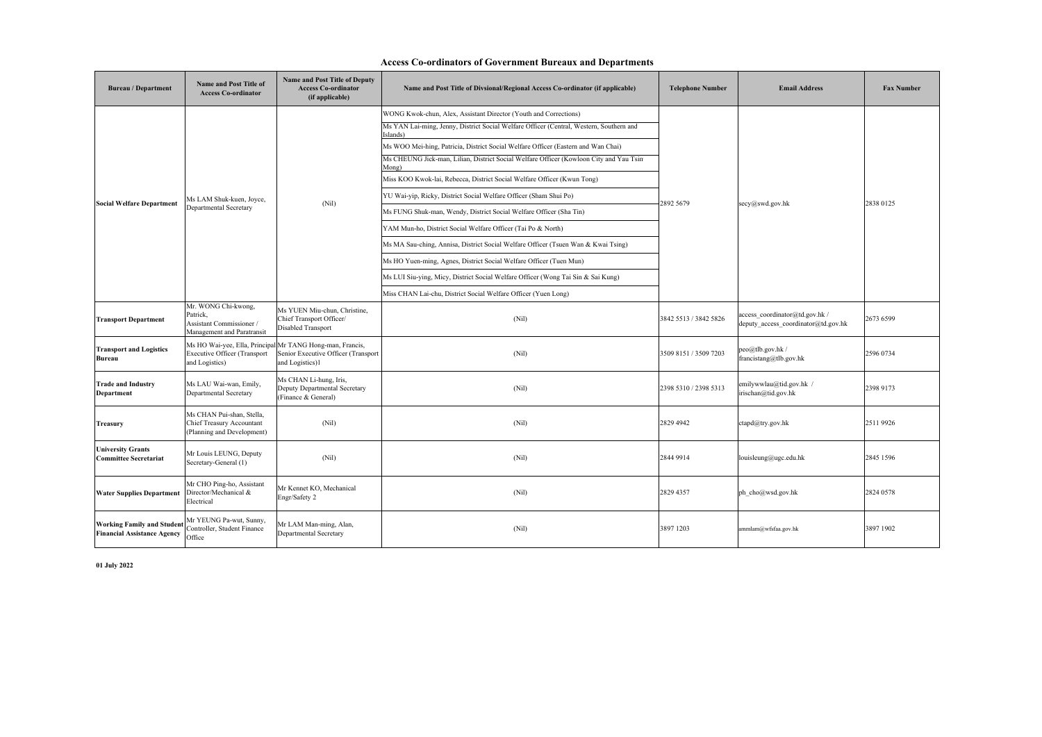# Access Co-ordinators of Government Bureaux and Departments

| Bureau / Department | Name and Post Title of Access Co-ordinator | Name and Post Title of Deputy Access Co-ordinator (if applicable) | Name and Post Title of Divsional/Regional Access Co-ordinator (if applicable) | Telephone Number | Email Address | Fax Number |
|---|---|---|---|---|---|---|
| Social Welfare Department | Ms LAM Shuk-kuen, Joyce, Departmental Secretary | (Nil) | WONG Kwok-chun, Alex, Assistant Director (Youth and Corrections)<br>Ms YAN Lai-ming, Jenny, District Social Welfare Officer (Central, Western, Southern and Islands)<br>Ms WOO Mei-hing, Patricia, District Social Welfare Officer (Eastern and Wan Chai)<br>Ms CHEUNG Jick-man, Lilian, District Social Welfare Officer (Kowloon City and Yau Tsim Mong)<br>Miss KOO Kwok-lai, Rebecca, District Social Welfare Officer (Kwun Tong)<br>YU Wai-yip, Ricky, District Social Welfare Officer (Sham Shui Po)<br>Ms FUNG Shuk-man, Wendy, District Social Welfare Officer (Sha Tin)<br>YAM Mun-ho, District Social Welfare Officer (Tai Po & North)<br>Ms MA Sau-ching, Annisa, District Social Welfare Officer (Tsuen Wan & Kwai Tsing)<br>Ms HO Yuen-ming, Agnes, District Social Welfare Officer (Tuen Mun)<br>Ms LUI Siu-ying, Micy, District Social Welfare Officer (Wong Tai Sin & Sai Kung)<br>Miss CHAN Lai-chu, District Social Welfare Officer (Yuen Long) | 2892 5679 | secy@swd.gov.hk | 2838 0125 |
| Transport Department | Mr. WONG Chi-kwong, Patrick, Assistant Commissioner / Management and Paratransit | Ms YUEN Miu-chun, Christine, Chief Transport Officer/ Disabled Transport | (Nil) | 3842 5513 / 3842 5826 | access_coordinator@td.gov.hk / deputy_access_coordinator@td.gov.hk | 2673 6599 |
| Transport and Logistics Bureau | Ms HO Wai-yee, Ella, Principal Executive Officer (Transport and Logistics) | Mr TANG Hong-man, Francis, Senior Executive Officer (Transport and Logistics)1 | (Nil) | 3509 8151 / 3509 7203 | peo@tlb.gov.hk / francistang@tlb.gov.hk | 2596 0734 |
| Trade and Industry Department | Ms LAU Wai-wan, Emily, Departmental Secretary | Ms CHAN Li-hung, Iris, Deputy Departmental Secretary (Finance & General) | (Nil) | 2398 5310 / 2398 5313 | emilywwlau@tid.gov.hk / irischan@tid.gov.hk | 2398 9173 |
| Treasury | Ms CHAN Pui-shan, Stella, Chief Treasury Accountant (Planning and Development) | (Nil) | (Nil) | 2829 4942 | ctapd@try.gov.hk | 2511 9926 |
| University Grants Committee Secretariat | Mr Louis LEUNG, Deputy Secretary-General (1) | (Nil) | (Nil) | 2844 9914 | louisleung@ugc.edu.hk | 2845 1596 |
| Water Supplies Department | Mr CHO Ping-ho, Assistant Director/Mechanical & Electrical | Mr Kennet KO, Mechanical Engr/Safety 2 | (Nil) | 2829 4357 | ph_cho@wsd.gov.hk | 2824 0578 |
| Working Family and Student Financial Assistance Agency | Mr YEUNG Pa-wut, Sunny, Controller, Student Finance Office | Mr LAM Man-ming, Alan, Departmental Secretary | (Nil) | 3897 1203 | ammlam@wfsfaa.gov.hk | 3897 1902 |

**01 July 2022**